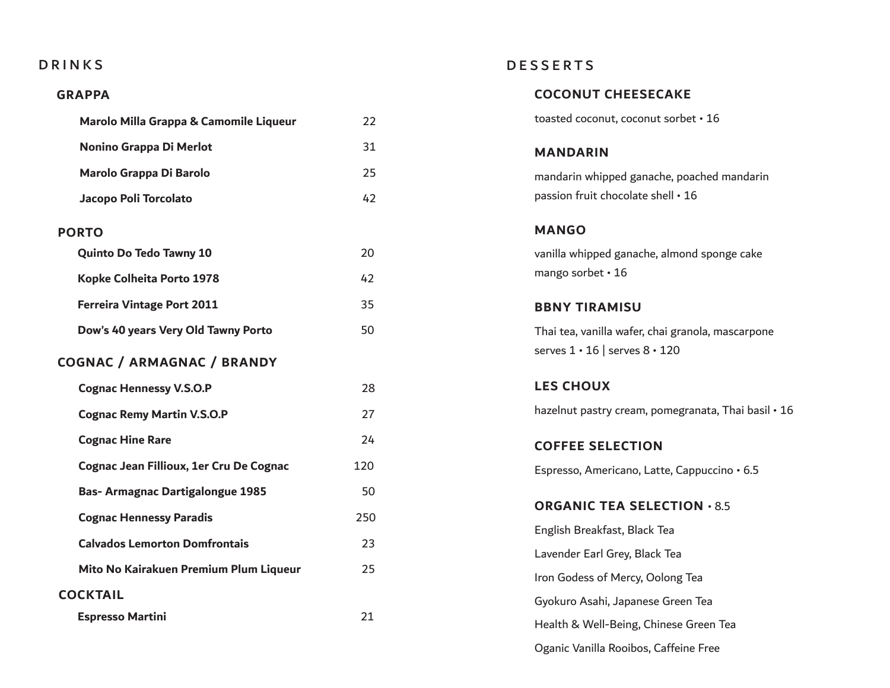# DRINKS

## GRAPPA

| Item | Price |
| --- | --- |
| Marolo Milla Grappa & Camomile Liqueur | 22 |
| Nonino Grappa Di Merlot | 31 |
| Marolo Grappa Di Barolo | 25 |
| Jacopo Poli Torcolato | 42 |

## PORTO

| Item | Price |
| --- | --- |
| Quinto Do Tedo Tawny 10 | 20 |
| Kopke Colheita Porto 1978 | 42 |
| Ferreira Vintage Port 2011 | 35 |
| Dow's 40 years Very Old Tawny Porto | 50 |

## COGNAC / ARMAGNAC / BRANDY

| Item | Price |
| --- | --- |
| Cognac Hennessy V.S.O.P | 28 |
| Cognac Remy Martin V.S.O.P | 27 |
| Cognac Hine Rare | 24 |
| Cognac Jean Fillioux, 1er Cru De Cognac | 120 |
| Bas- Armagnac Dartigalongue 1985 | 50 |
| Cognac Hennessy Paradis | 250 |
| Calvados Lemorton Domfrontais | 23 |
| Mito No Kairakuen Premium Plum Liqueur | 25 |

## COCKTAIL

| Item | Price |
| --- | --- |
| Espresso Martini | 21 |

# DESSERTS

## COCONUT CHEESECAKE

toasted coconut, coconut sorbet • 16

## MANDARIN

mandarin whipped ganache, poached mandarin
passion fruit chocolate shell • 16

## MANGO

vanilla whipped ganache, almond sponge cake
mango sorbet • 16

## BBNY TIRAMISU

Thai tea, vanilla wafer, chai granola, mascarpone
serves 1 • 16 | serves 8 • 120

## LES CHOUX

hazelnut pastry cream, pomegranata, Thai basil • 16

## COFFEE SELECTION

Espresso, Americano, Latte, Cappuccino • 6.5

## ORGANIC TEA SELECTION • 8.5

English Breakfast, Black Tea

Lavender Earl Grey, Black Tea

Iron Godess of Mercy, Oolong Tea

Gyokuro Asahi, Japanese Green Tea

Health & Well-Being, Chinese Green Tea

Oganic Vanilla Rooibos, Caffeine Free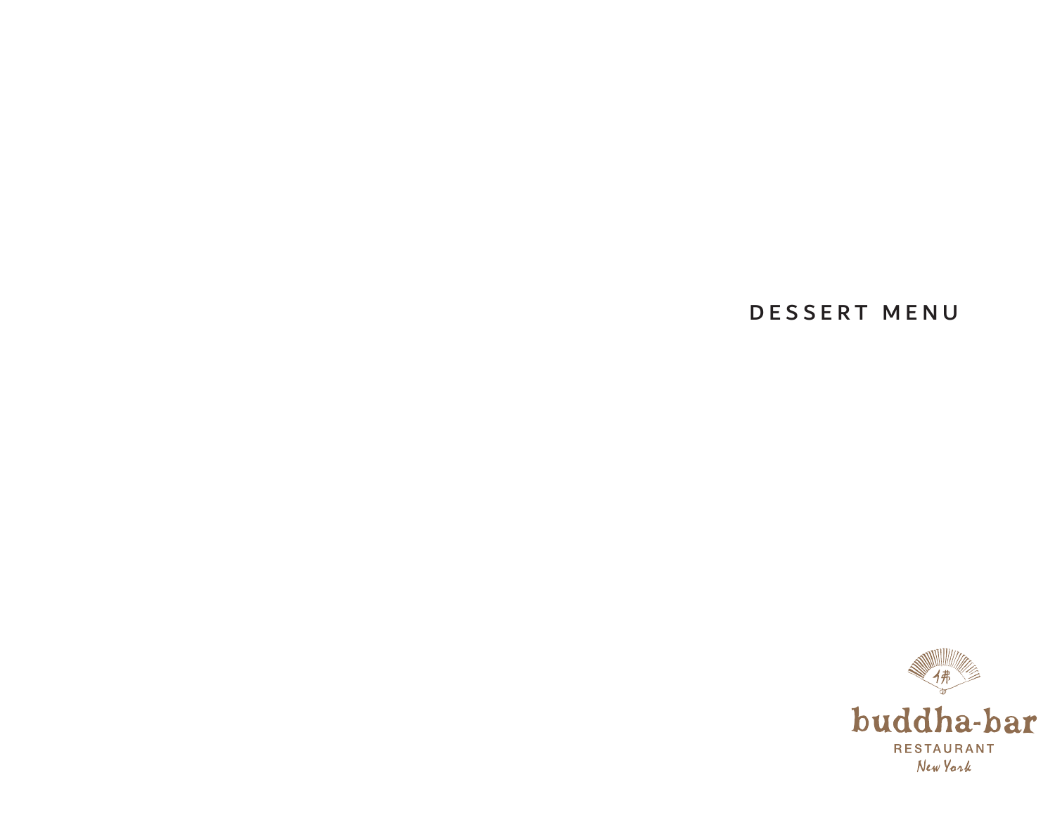# DESSERT MENU

佛

buddha-bar

RESTAURANT

New York